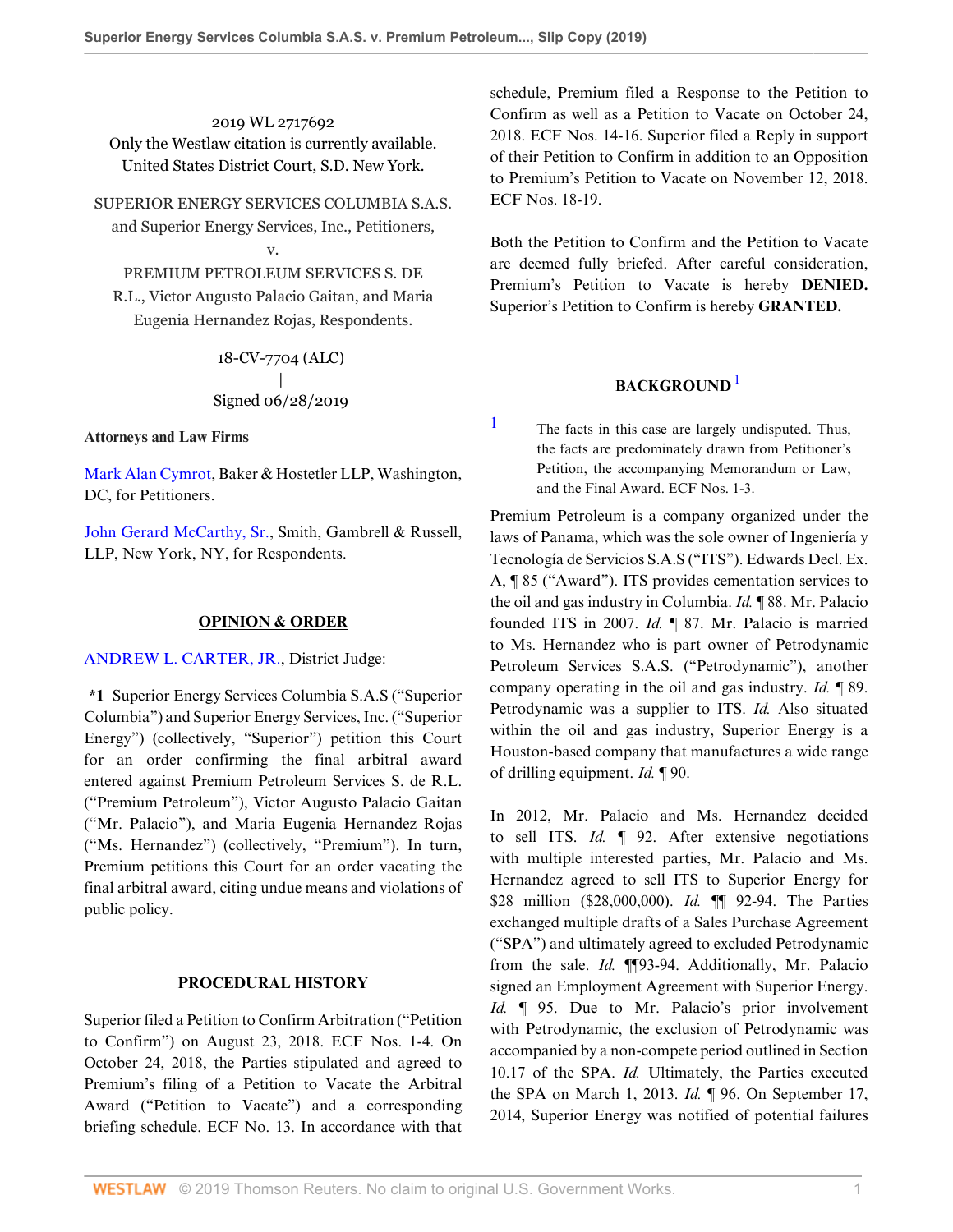2019 WL 2717692
Only the Westlaw citation is currently available.
United States District Court, S.D. New York.

SUPERIOR ENERGY SERVICES COLUMBIA S.A.S. and Superior Energy Services, Inc., Petitioners,
v.
PREMIUM PETROLEUM SERVICES S. DE R.L., Victor Augusto Palacio Gaitan, and Maria Eugenia Hernandez Rojas, Respondents.

18-CV-7704 (ALC)
|
Signed 06/28/2019

**Attorneys and Law Firms**

Mark Alan Cymrot, Baker & Hostetler LLP, Washington, DC, for Petitioners.

John Gerard McCarthy, Sr., Smith, Gambrell & Russell, LLP, New York, NY, for Respondents.

## OPINION & ORDER

ANDREW L. CARTER, JR., District Judge:

**\*1** Superior Energy Services Columbia S.A.S ("Superior Columbia") and Superior Energy Services, Inc. ("Superior Energy") (collectively, "Superior") petition this Court for an order confirming the final arbitral award entered against Premium Petroleum Services S. de R.L. ("Premium Petroleum"), Victor Augusto Palacio Gaitan ("Mr. Palacio"), and Maria Eugenia Hernandez Rojas ("Ms. Hernandez") (collectively, "Premium"). In turn, Premium petitions this Court for an order vacating the final arbitral award, citing undue means and violations of public policy.

## PROCEDURAL HISTORY

Superior filed a Petition to Confirm Arbitration ("Petition to Confirm") on August 23, 2018. ECF Nos. 1-4. On October 24, 2018, the Parties stipulated and agreed to Premium's filing of a Petition to Vacate the Arbitral Award ("Petition to Vacate") and a corresponding briefing schedule. ECF No. 13. In accordance with that schedule, Premium filed a Response to the Petition to Confirm as well as a Petition to Vacate on October 24, 2018. ECF Nos. 14-16. Superior filed a Reply in support of their Petition to Confirm in addition to an Opposition to Premium's Petition to Vacate on November 12, 2018. ECF Nos. 18-19.

Both the Petition to Confirm and the Petition to Vacate are deemed fully briefed. After careful consideration, Premium's Petition to Vacate is hereby **DENIED.** Superior's Petition to Confirm is hereby **GRANTED.**

## BACKGROUND[1]

[1] The facts in this case are largely undisputed. Thus, the facts are predominately drawn from Petitioner's Petition, the accompanying Memorandum or Law, and the Final Award. ECF Nos. 1-3.

Premium Petroleum is a company organized under the laws of Panama, which was the sole owner of Ingeniería y Tecnología de Servicios S.A.S ("ITS"). Edwards Decl. Ex. A, ¶ 85 ("Award"). ITS provides cementation services to the oil and gas industry in Columbia. *Id.* ¶ 88. Mr. Palacio founded ITS in 2007. *Id.* ¶ 87. Mr. Palacio is married to Ms. Hernandez who is part owner of Petrodynamic Petroleum Services S.A.S. ("Petrodynamic"), another company operating in the oil and gas industry. *Id.* ¶ 89. Petrodynamic was a supplier to ITS. *Id.* Also situated within the oil and gas industry, Superior Energy is a Houston-based company that manufactures a wide range of drilling equipment. *Id.* ¶ 90.

In 2012, Mr. Palacio and Ms. Hernandez decided to sell ITS. *Id.* ¶ 92. After extensive negotiations with multiple interested parties, Mr. Palacio and Ms. Hernandez agreed to sell ITS to Superior Energy for $28 million ($28,000,000). *Id.* ¶¶ 92-94. The Parties exchanged multiple drafts of a Sales Purchase Agreement ("SPA") and ultimately agreed to excluded Petrodynamic from the sale. *Id.* ¶¶93-94. Additionally, Mr. Palacio signed an Employment Agreement with Superior Energy. *Id.* ¶ 95. Due to Mr. Palacio's prior involvement with Petrodynamic, the exclusion of Petrodynamic was accompanied by a non-compete period outlined in Section 10.17 of the SPA. *Id.* Ultimately, the Parties executed the SPA on March 1, 2013. *Id.* ¶ 96. On September 17, 2014, Superior Energy was notified of potential failures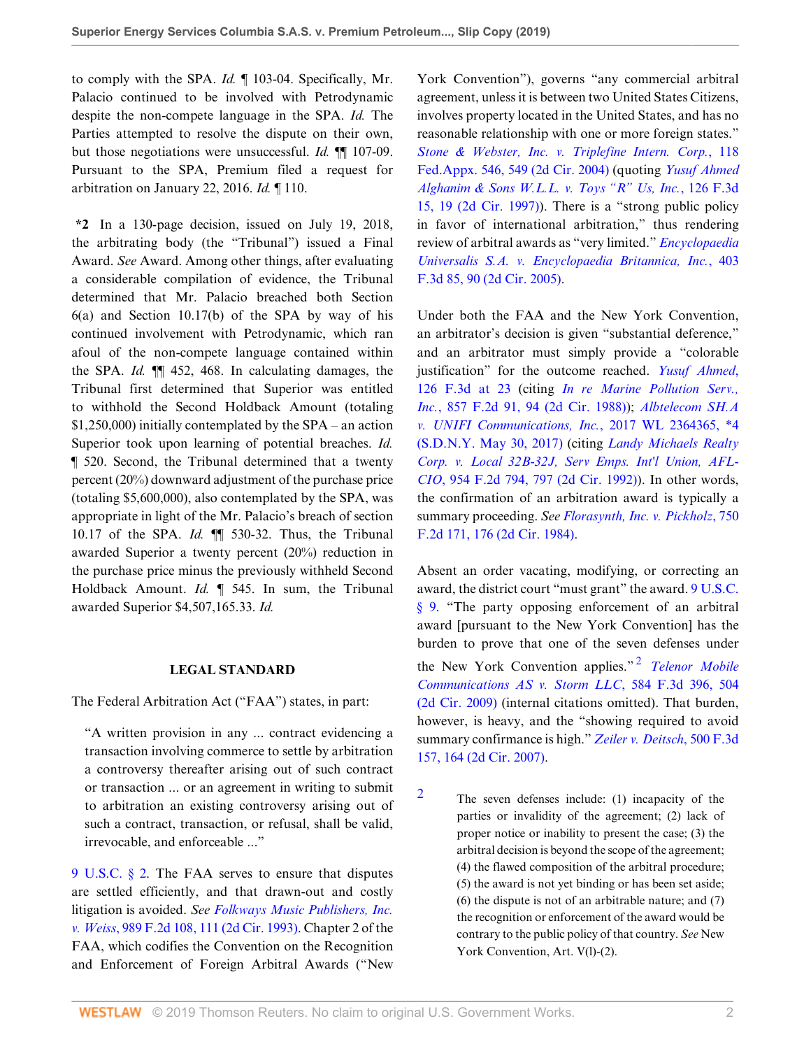to comply with the SPA. *Id.* ¶ 103-04. Specifically, Mr. Palacio continued to be involved with Petrodynamic despite the non-compete language in the SPA. *Id.* The Parties attempted to resolve the dispute on their own, but those negotiations were unsuccessful. *Id.* ¶¶ 107-09. Pursuant to the SPA, Premium filed a request for arbitration on January 22, 2016. *Id.* ¶ 110.

**\*2** In a 130-page decision, issued on July 19, 2018, the arbitrating body (the "Tribunal") issued a Final Award. *See* Award. Among other things, after evaluating a considerable compilation of evidence, the Tribunal determined that Mr. Palacio breached both Section 6(a) and Section 10.17(b) of the SPA by way of his continued involvement with Petrodynamic, which ran afoul of the non-compete language contained within the SPA. *Id.* ¶¶ 452, 468. In calculating damages, the Tribunal first determined that Superior was entitled to withhold the Second Holdback Amount (totaling $1,250,000) initially contemplated by the SPA – an action Superior took upon learning of potential breaches. *Id.* ¶ 520. Second, the Tribunal determined that a twenty percent (20%) downward adjustment of the purchase price (totaling $5,600,000), also contemplated by the SPA, was appropriate in light of the Mr. Palacio's breach of section 10.17 of the SPA. *Id.* ¶¶ 530-32. Thus, the Tribunal awarded Superior a twenty percent (20%) reduction in the purchase price minus the previously withheld Second Holdback Amount. *Id.* ¶ 545. In sum, the Tribunal awarded Superior $4,507,165.33. *Id.*

## LEGAL STANDARD

The Federal Arbitration Act ("FAA") states, in part:

> "A written provision in any ... contract evidencing a transaction involving commerce to settle by arbitration a controversy thereafter arising out of such contract or transaction ... or an agreement in writing to submit to arbitration an existing controversy arising out of such a contract, transaction, or refusal, shall be valid, irrevocable, and enforceable ..."

9 U.S.C. § 2. The FAA serves to ensure that disputes are settled efficiently, and that drawn-out and costly litigation is avoided. *See Folkways Music Publishers, Inc. v. Weiss*, 989 F.2d 108, 111 (2d Cir. 1993). Chapter 2 of the FAA, which codifies the Convention on the Recognition and Enforcement of Foreign Arbitral Awards ("New York Convention"), governs "any commercial arbitral agreement, unless it is between two United States Citizens, involves property located in the United States, and has no reasonable relationship with one or more foreign states." *Stone & Webster, Inc. v. Triplefine Intern. Corp.*, 118 Fed.Appx. 546, 549 (2d Cir. 2004) (quoting *Yusuf Ahmed Alghanim & Sons W.L.L. v. Toys "R" Us, Inc.*, 126 F.3d 15, 19 (2d Cir. 1997)). There is a "strong public policy in favor of international arbitration," thus rendering review of arbitral awards as "very limited." *Encyclopaedia Universalis S.A. v. Encyclopaedia Britannica, Inc.*, 403 F.3d 85, 90 (2d Cir. 2005).

Under both the FAA and the New York Convention, an arbitrator's decision is given "substantial deference," and an arbitrator must simply provide a "colorable justification" for the outcome reached. *Yusuf Ahmed*, 126 F.3d at 23 (citing *In re Marine Pollution Serv., Inc.*, 857 F.2d 91, 94 (2d Cir. 1988)); *Albtelecom SH.A v. UNIFI Communications, Inc.*, 2017 WL 2364365, \*4 (S.D.N.Y. May 30, 2017) (citing *Landy Michaels Realty Corp. v. Local 32B-32J, Serv Emps. Int'l Union, AFL-CIO*, 954 F.2d 794, 797 (2d Cir. 1992)). In other words, the confirmation of an arbitration award is typically a summary proceeding. *See Florasynth, Inc. v. Pickholz*, 750 F.2d 171, 176 (2d Cir. 1984).

Absent an order vacating, modifying, or correcting an award, the district court "must grant" the award. 9 U.S.C. § 9. "The party opposing enforcement of an arbitral award [pursuant to the New York Convention] has the burden to prove that one of the seven defenses under the New York Convention applies."[2] *Telenor Mobile Communications AS v. Storm LLC*, 584 F.3d 396, 504 (2d Cir. 2009) (internal citations omitted). That burden, however, is heavy, and the "showing required to avoid summary confirmance is high." *Zeiler v. Deitsch*, 500 F.3d 157, 164 (2d Cir. 2007).

[2] The seven defenses include: (1) incapacity of the parties or invalidity of the agreement; (2) lack of proper notice or inability to present the case; (3) the arbitral decision is beyond the scope of the agreement; (4) the flawed composition of the arbitral procedure; (5) the award is not yet binding or has been set aside; (6) the dispute is not of an arbitrable nature; and (7) the recognition or enforcement of the award would be contrary to the public policy of that country. *See* New York Convention, Art. V(l)-(2).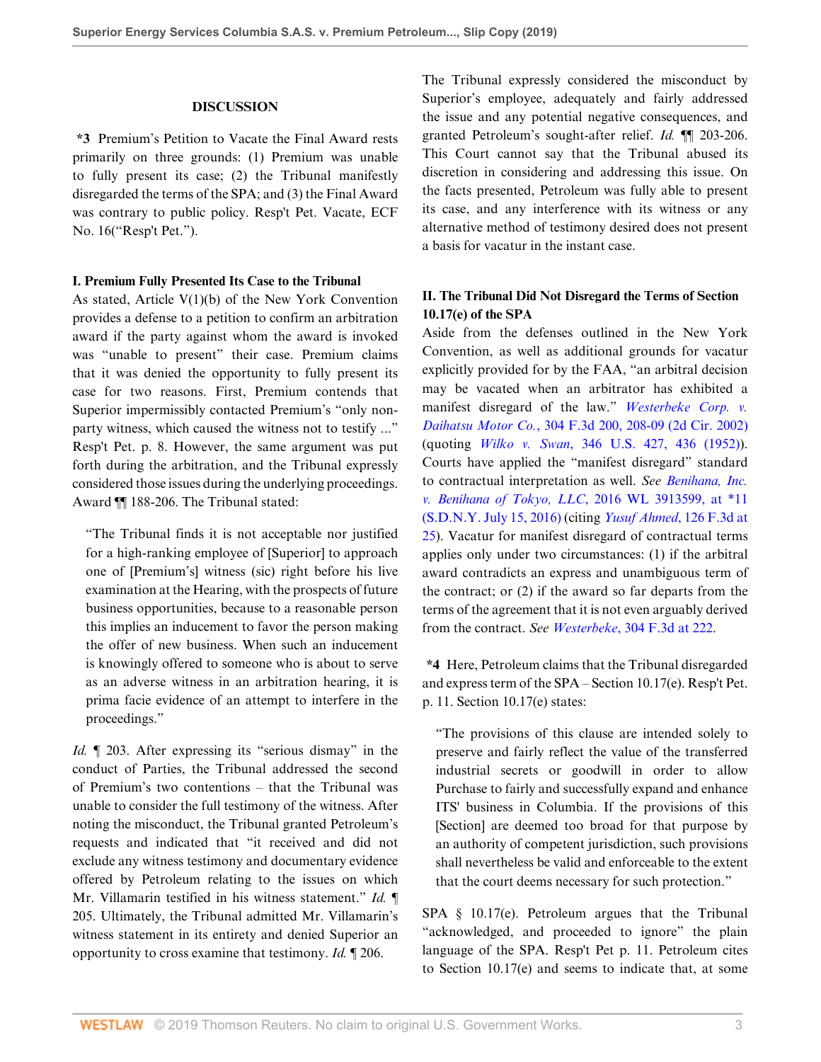## DISCUSSION

**\*3** Premium's Petition to Vacate the Final Award rests primarily on three grounds: (1) Premium was unable to fully present its case; (2) the Tribunal manifestly disregarded the terms of the SPA; and (3) the Final Award was contrary to public policy. Resp't Pet. Vacate, ECF No. 16("Resp't Pet.").

### I. Premium Fully Presented Its Case to the Tribunal

As stated, Article V(1)(b) of the New York Convention provides a defense to a petition to confirm an arbitration award if the party against whom the award is invoked was "unable to present" their case. Premium claims that it was denied the opportunity to fully present its case for two reasons. First, Premium contends that Superior impermissibly contacted Premium's "only non-party witness, which caused the witness not to testify ..." Resp't Pet. p. 8. However, the same argument was put forth during the arbitration, and the Tribunal expressly considered those issues during the underlying proceedings. Award ¶¶ 188-206. The Tribunal stated:

> "The Tribunal finds it is not acceptable nor justified for a high-ranking employee of [Superior] to approach one of [Premium's] witness (sic) right before his live examination at the Hearing, with the prospects of future business opportunities, because to a reasonable person this implies an inducement to favor the person making the offer of new business. When such an inducement is knowingly offered to someone who is about to serve as an adverse witness in an arbitration hearing, it is prima facie evidence of an attempt to interfere in the proceedings."

*Id.* ¶ 203. After expressing its "serious dismay" in the conduct of Parties, the Tribunal addressed the second of Premium's two contentions – that the Tribunal was unable to consider the full testimony of the witness. After noting the misconduct, the Tribunal granted Petroleum's requests and indicated that "it received and did not exclude any witness testimony and documentary evidence offered by Petroleum relating to the issues on which Mr. Villamarin testified in his witness statement." *Id.* ¶ 205. Ultimately, the Tribunal admitted Mr. Villamarin's witness statement in its entirety and denied Superior an opportunity to cross examine that testimony. *Id.* ¶ 206.

The Tribunal expressly considered the misconduct by Superior's employee, adequately and fairly addressed the issue and any potential negative consequences, and granted Petroleum's sought-after relief. *Id.* ¶¶ 203-206. This Court cannot say that the Tribunal abused its discretion in considering and addressing this issue. On the facts presented, Petroleum was fully able to present its case, and any interference with its witness or any alternative method of testimony desired does not present a basis for vacatur in the instant case.

### II. The Tribunal Did Not Disregard the Terms of Section 10.17(e) of the SPA

Aside from the defenses outlined in the New York Convention, as well as additional grounds for vacatur explicitly provided for by the FAA, "an arbitral decision may be vacated when an arbitrator has exhibited a manifest disregard of the law." *Westerbeke Corp. v. Daihatsu Motor Co.*, 304 F.3d 200, 208-09 (2d Cir. 2002) (quoting *Wilko v. Swan*, 346 U.S. 427, 436 (1952)). Courts have applied the "manifest disregard" standard to contractual interpretation as well. *See Benihana, Inc. v. Benihana of Tokyo, LLC*, 2016 WL 3913599, at \*11 (S.D.N.Y. July 15, 2016) (citing *Yusuf Ahmed*, 126 F.3d at 25). Vacatur for manifest disregard of contractual terms applies only under two circumstances: (1) if the arbitral award contradicts an express and unambiguous term of the contract; or (2) if the award so far departs from the terms of the agreement that it is not even arguably derived from the contract. *See Westerbeke*, 304 F.3d at 222.

**\*4** Here, Petroleum claims that the Tribunal disregarded and express term of the SPA – Section 10.17(e). Resp't Pet. p. 11. Section 10.17(e) states:

> "The provisions of this clause are intended solely to preserve and fairly reflect the value of the transferred industrial secrets or goodwill in order to allow Purchase to fairly and successfully expand and enhance ITS' business in Columbia. If the provisions of this [Section] are deemed too broad for that purpose by an authority of competent jurisdiction, such provisions shall nevertheless be valid and enforceable to the extent that the court deems necessary for such protection."

SPA § 10.17(e). Petroleum argues that the Tribunal "acknowledged, and proceeded to ignore" the plain language of the SPA. Resp't Pet p. 11. Petroleum cites to Section 10.17(e) and seems to indicate that, at some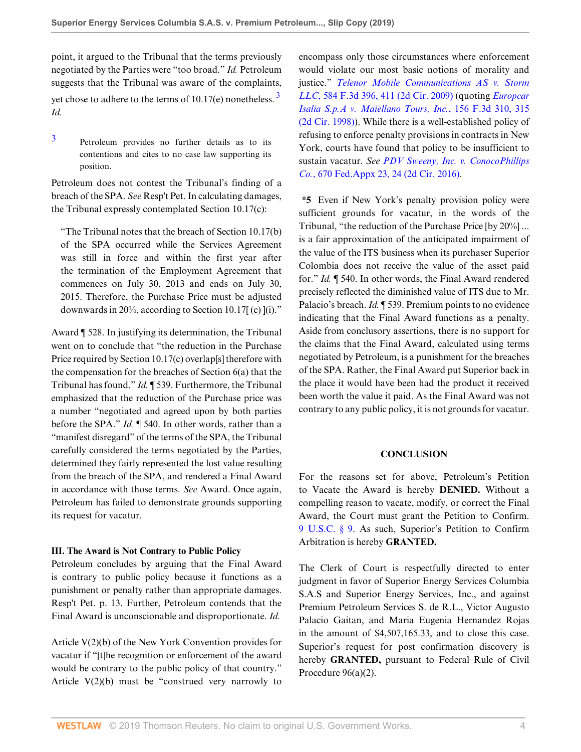point, it argued to the Tribunal that the terms previously negotiated by the Parties were "too broad." *Id.* Petroleum suggests that the Tribunal was aware of the complaints, yet chose to adhere to the terms of 10.17(e) nonetheless.[3] *Id.*

[3] Petroleum provides no further details as to its contentions and cites to no case law supporting its position.

Petroleum does not contest the Tribunal's finding of a breach of the SPA. *See* Resp't Pet. In calculating damages, the Tribunal expressly contemplated Section 10.17(c):

> "The Tribunal notes that the breach of Section 10.17(b) of the SPA occurred while the Services Agreement was still in force and within the first year after the termination of the Employment Agreement that commences on July 30, 2013 and ends on July 30, 2015. Therefore, the Purchase Price must be adjusted downwards in 20%, according to Section 10.17[ (c) ](i)."

Award ¶ 528. In justifying its determination, the Tribunal went on to conclude that "the reduction in the Purchase Price required by Section 10.17(c) overlap[s] therefore with the compensation for the breaches of Section 6(a) that the Tribunal has found." *Id.* ¶ 539. Furthermore, the Tribunal emphasized that the reduction of the Purchase price was a number "negotiated and agreed upon by both parties before the SPA." *Id.* ¶ 540. In other words, rather than a "manifest disregard" of the terms of the SPA, the Tribunal carefully considered the terms negotiated by the Parties, determined they fairly represented the lost value resulting from the breach of the SPA, and rendered a Final Award in accordance with those terms. *See* Award. Once again, Petroleum has failed to demonstrate grounds supporting its request for vacatur.

### III. The Award is Not Contrary to Public Policy

Petroleum concludes by arguing that the Final Award is contrary to public policy because it functions as a punishment or penalty rather than appropriate damages. Resp't Pet. p. 13. Further, Petroleum contends that the Final Award is unconscionable and disproportionate. *Id.*

Article V(2)(b) of the New York Convention provides for vacatur if "[t]he recognition or enforcement of the award would be contrary to the public policy of that country." Article V(2)(b) must be "construed very narrowly to encompass only those circumstances where enforcement would violate our most basic notions of morality and justice." *Telenor Mobile Communications AS v. Storm LLC*, 584 F.3d 396, 411 (2d Cir. 2009) (quoting *Europcar Isalia S.p.A v. Maiellano Tours, Inc.*, 156 F.3d 310, 315 (2d Cir. 1998)). While there is a well-established policy of refusing to enforce penalty provisions in contracts in New York, courts have found that policy to be insufficient to sustain vacatur. *See PDV Sweeny, Inc. v. ConocoPhillips Co.*, 670 Fed.Appx 23, 24 (2d Cir. 2016).

**\*5** Even if New York's penalty provision policy were sufficient grounds for vacatur, in the words of the Tribunal, "the reduction of the Purchase Price [by 20%] ... is a fair approximation of the anticipated impairment of the value of the ITS business when its purchaser Superior Colombia does not receive the value of the asset paid for." *Id.* ¶ 540. In other words, the Final Award rendered precisely reflected the diminished value of ITS due to Mr. Palacio's breach. *Id.* ¶ 539. Premium points to no evidence indicating that the Final Award functions as a penalty. Aside from conclusory assertions, there is no support for the claims that the Final Award, calculated using terms negotiated by Petroleum, is a punishment for the breaches of the SPA. Rather, the Final Award put Superior back in the place it would have been had the product it received been worth the value it paid. As the Final Award was not contrary to any public policy, it is not grounds for vacatur.

### CONCLUSION

For the reasons set for above, Petroleum's Petition to Vacate the Award is hereby **DENIED.** Without a compelling reason to vacate, modify, or correct the Final Award, the Court must grant the Petition to Confirm. 9 U.S.C. § 9. As such, Superior's Petition to Confirm Arbitration is hereby **GRANTED.**

The Clerk of Court is respectfully directed to enter judgment in favor of Superior Energy Services Columbia S.A.S and Superior Energy Services, Inc., and against Premium Petroleum Services S. de R.L., Victor Augusto Palacio Gaitan, and Maria Eugenia Hernandez Rojas in the amount of $4,507,165.33, and to close this case. Superior's request for post confirmation discovery is hereby **GRANTED,** pursuant to Federal Rule of Civil Procedure 96(a)(2).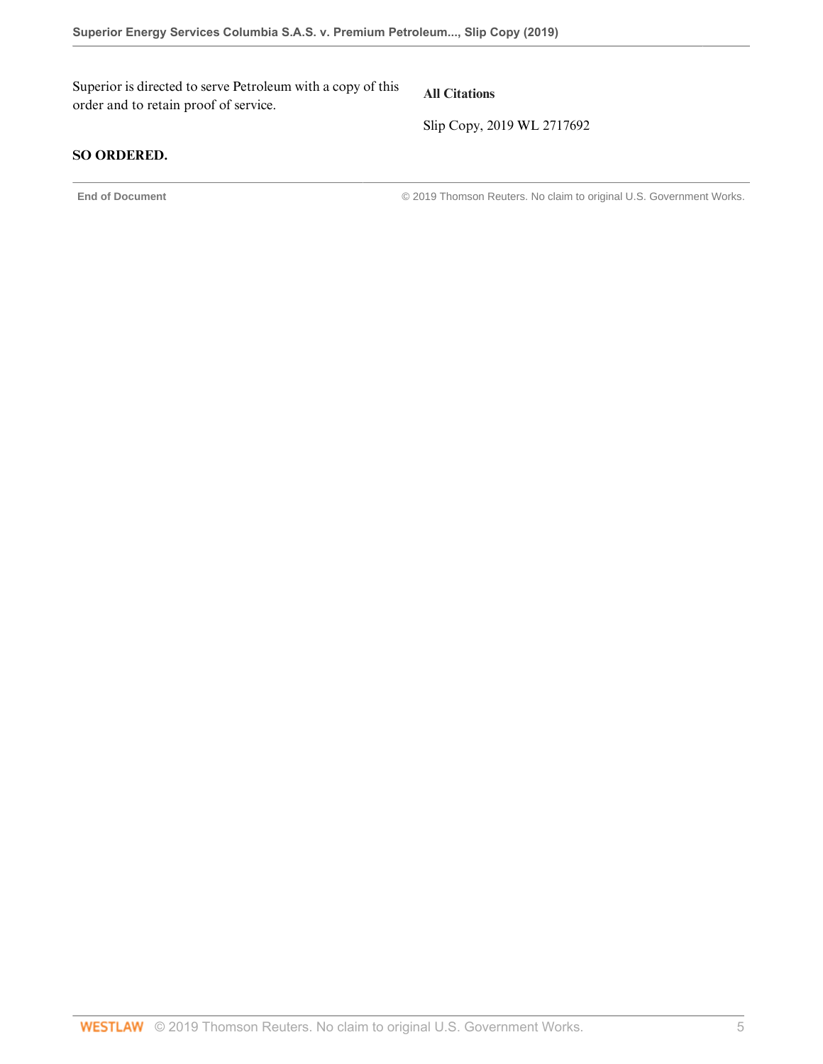Superior is directed to serve Petroleum with a copy of this order and to retain proof of service.

**SO ORDERED.**

**All Citations**

Slip Copy, 2019 WL 2717692

**End of Document** © 2019 Thomson Reuters. No claim to original U.S. Government Works.